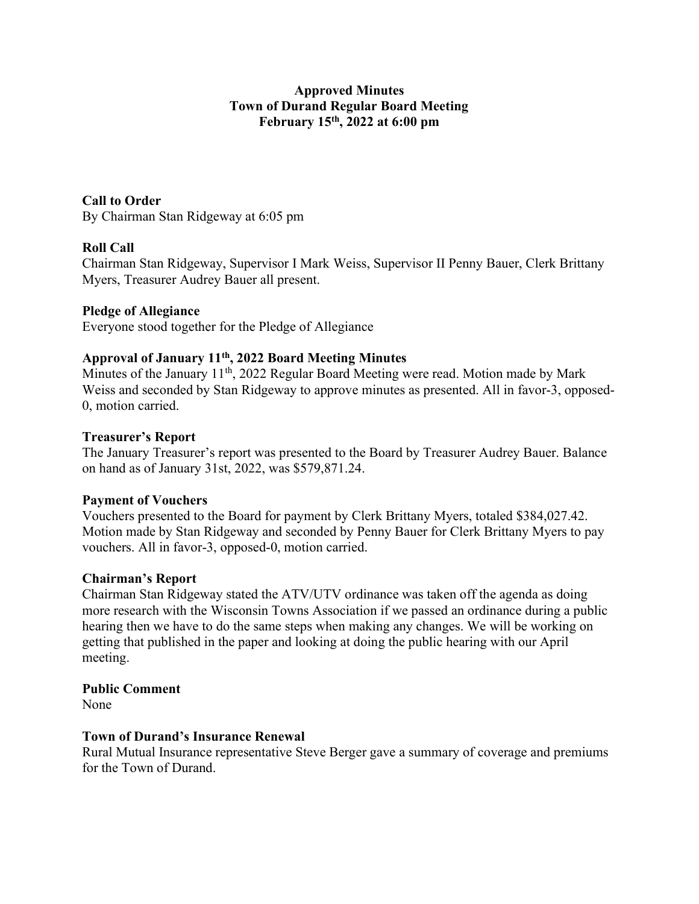**Approved Minutes**
**Town of Durand Regular Board Meeting**
**February 15th, 2022 at 6:00 pm**

**Call to Order**
By Chairman Stan Ridgeway at 6:05 pm

**Roll Call**
Chairman Stan Ridgeway, Supervisor I Mark Weiss, Supervisor II Penny Bauer, Clerk Brittany Myers, Treasurer Audrey Bauer all present.

**Pledge of Allegiance**
Everyone stood together for the Pledge of Allegiance

**Approval of January 11th, 2022 Board Meeting Minutes**
Minutes of the January 11th, 2022 Regular Board Meeting were read. Motion made by Mark Weiss and seconded by Stan Ridgeway to approve minutes as presented. All in favor-3, opposed-0, motion carried.

**Treasurer's Report**
The January Treasurer's report was presented to the Board by Treasurer Audrey Bauer. Balance on hand as of January 31st, 2022, was $579,871.24.

**Payment of Vouchers**
Vouchers presented to the Board for payment by Clerk Brittany Myers, totaled $384,027.42. Motion made by Stan Ridgeway and seconded by Penny Bauer for Clerk Brittany Myers to pay vouchers. All in favor-3, opposed-0, motion carried.

**Chairman's Report**
Chairman Stan Ridgeway stated the ATV/UTV ordinance was taken off the agenda as doing more research with the Wisconsin Towns Association if we passed an ordinance during a public hearing then we have to do the same steps when making any changes. We will be working on getting that published in the paper and looking at doing the public hearing with our April meeting.

**Public Comment**
None

**Town of Durand's Insurance Renewal**
Rural Mutual Insurance representative Steve Berger gave a summary of coverage and premiums for the Town of Durand.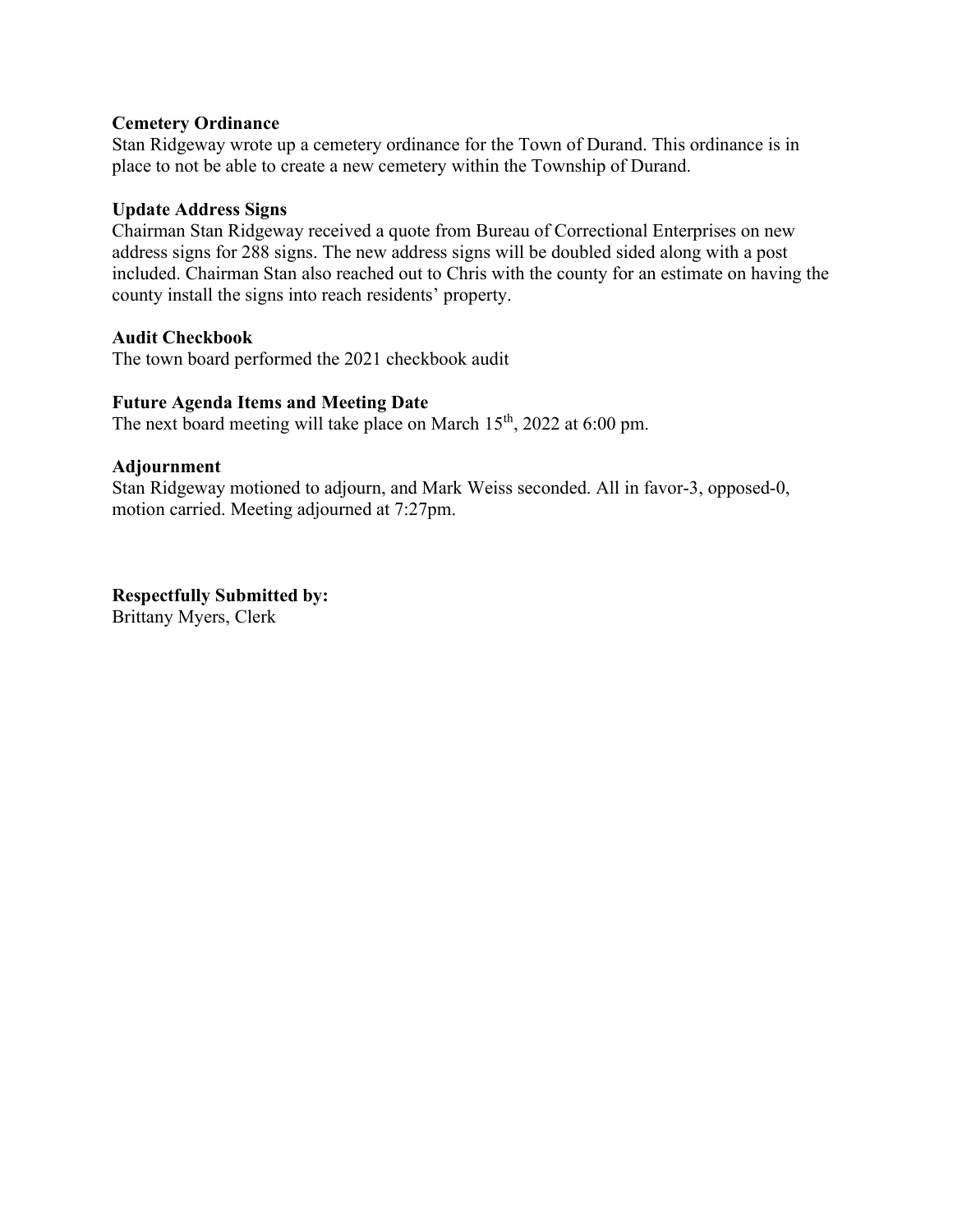**Cemetery Ordinance**

Stan Ridgeway wrote up a cemetery ordinance for the Town of Durand. This ordinance is in place to not be able to create a new cemetery within the Township of Durand.

**Update Address Signs**

Chairman Stan Ridgeway received a quote from Bureau of Correctional Enterprises on new address signs for 288 signs. The new address signs will be doubled sided along with a post included. Chairman Stan also reached out to Chris with the county for an estimate on having the county install the signs into reach residents' property.

**Audit Checkbook**

The town board performed the 2021 checkbook audit

**Future Agenda Items and Meeting Date**

The next board meeting will take place on March 15th, 2022 at 6:00 pm.

**Adjournment**

Stan Ridgeway motioned to adjourn, and Mark Weiss seconded. All in favor-3, opposed-0, motion carried. Meeting adjourned at 7:27pm.

**Respectfully Submitted by:**
Brittany Myers, Clerk